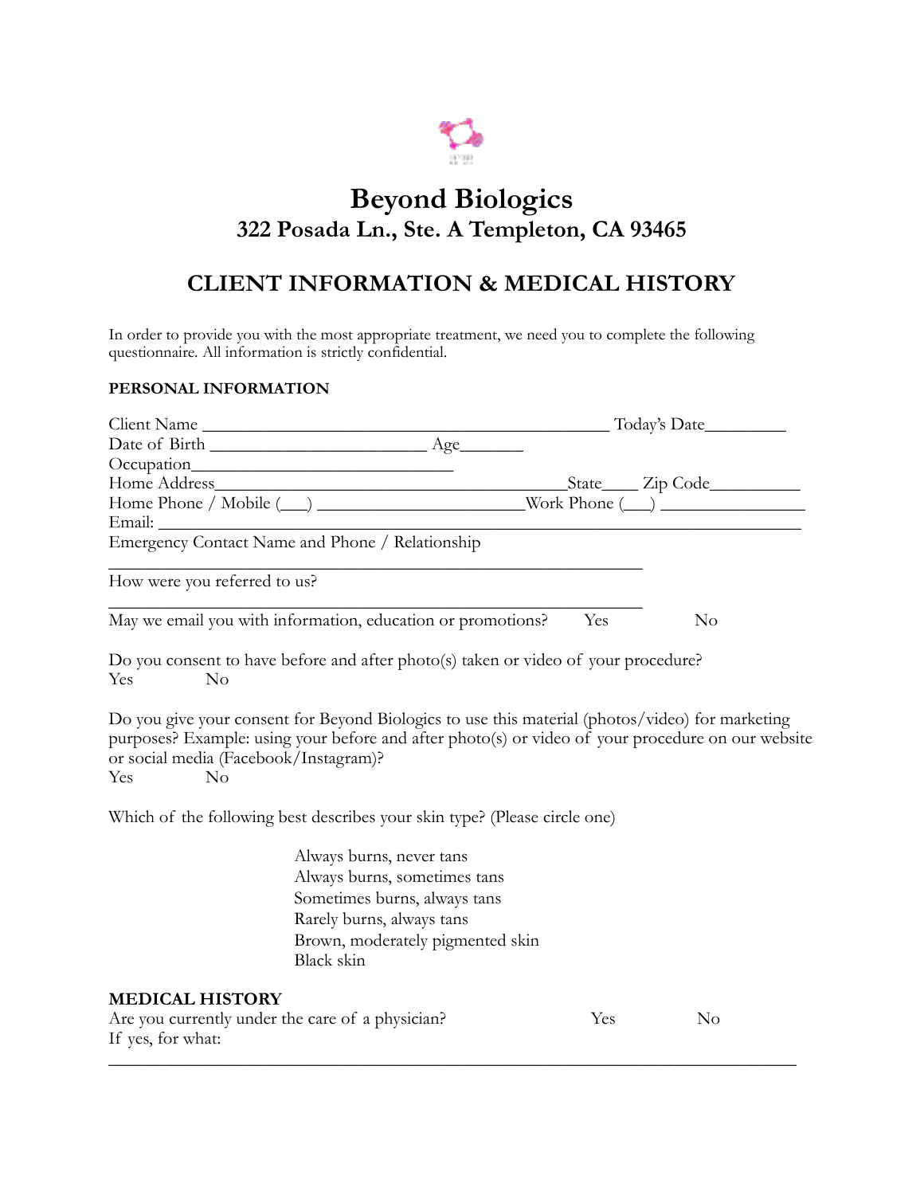# Beyond Biologics

## 322 Posada Ln., Ste. A Templeton, CA 93465

## CLIENT INFORMATION & MEDICAL HISTORY

In order to provide you with the most appropriate treatment, we need you to complete the following questionnaire. All information is strictly confidential.

**PERSONAL INFORMATION**

Client Name _______________________________________________ Today's Date_________
Date of Birth _________________________ Age_______
Occupation_____________________________
Home Address________________________________________State____ Zip Code__________
Home Phone / Mobile (___) ______________________Work Phone (___) ________________
Email: _____________________________________________________________________________
Emergency Contact Name and Phone / Relationship
_______________________________________________________________

How were you referred to us?
_______________________________________________________________

May we email you with information, education or promotions? Yes No

Do you consent to have before and after photo(s) taken or video of your procedure?
Yes No

Do you give your consent for Beyond Biologics to use this material (photos/video) for marketing purposes? Example: using your before and after photo(s) or video of your procedure on our website or social media (Facebook/Instagram)?
Yes No

Which of the following best describes your skin type? (Please circle one)

- Always burns, never tans
- Always burns, sometimes tans
- Sometimes burns, always tans
- Rarely burns, always tans
- Brown, moderately pigmented skin
- Black skin

**MEDICAL HISTORY**

Are you currently under the care of a physician? Yes No
If yes, for what:
_____________________________________________________________________________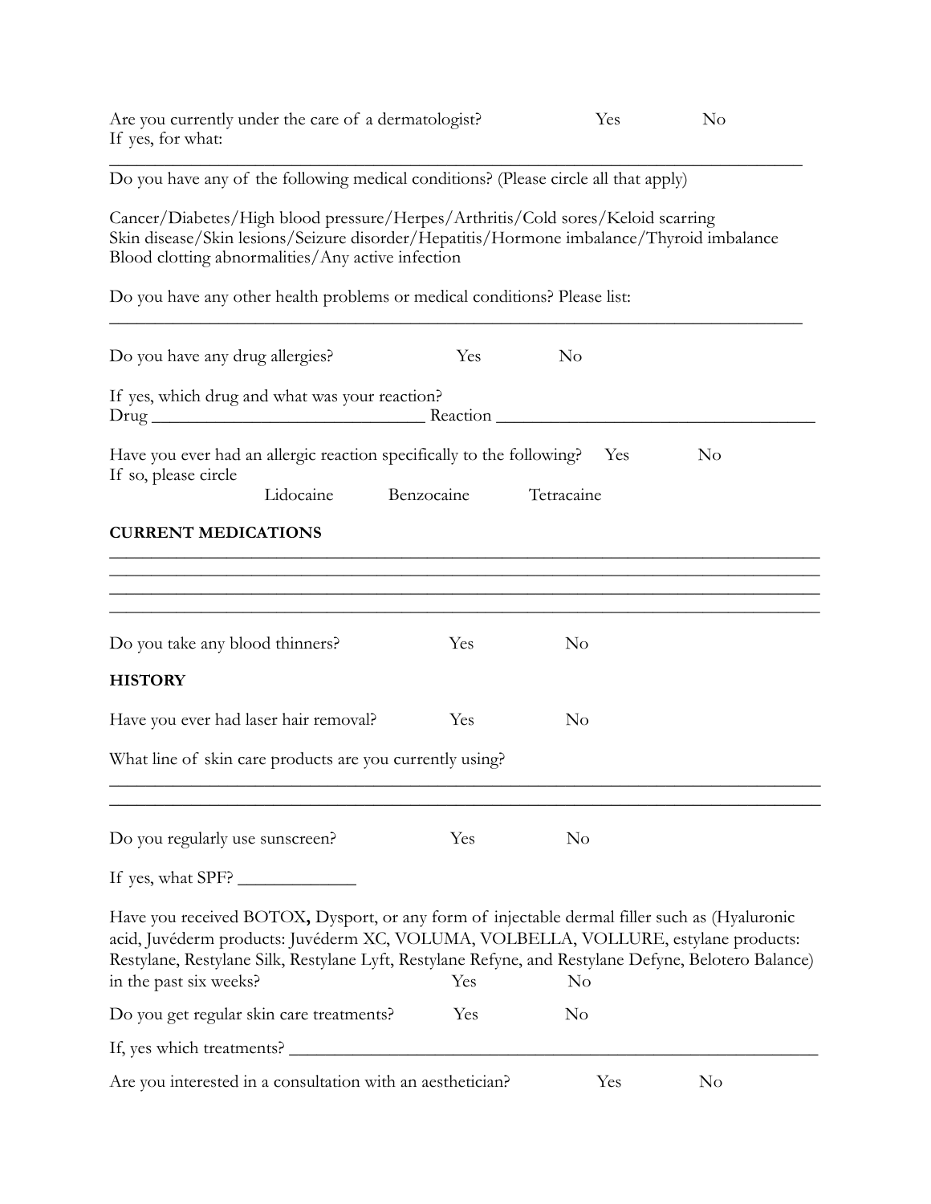Are you currently under the care of a dermatologist? Yes No
If yes, for what:

_______________________________________________________________________________

Do you have any of the following medical conditions? (Please circle all that apply)

Cancer/Diabetes/High blood pressure/Herpes/Arthritis/Cold sores/Keloid scarring
Skin disease/Skin lesions/Seizure disorder/Hepatitis/Hormone imbalance/Thyroid imbalance
Blood clotting abnormalities/Any active infection

Do you have any other health problems or medical conditions? Please list:

_______________________________________________________________________________

Do you have any drug allergies? Yes No

If yes, which drug and what was your reaction?
Drug _____________________________ Reaction ___________________________________

Have you ever had an allergic reaction specifically to the following? Yes No
If so, please circle

Lidocaine Benzocaine Tetracaine

**CURRENT MEDICATIONS**

_______________________________________________________________________________
_______________________________________________________________________________
_______________________________________________________________________________
_______________________________________________________________________________

Do you take any blood thinners? Yes No

**HISTORY**

Have you ever had laser hair removal? Yes No

What line of skin care products are you currently using?

_______________________________________________________________________________
_______________________________________________________________________________

Do you regularly use sunscreen? Yes No

If yes, what SPF? ____________

Have you received BOTOX**,** Dysport, or any form of injectable dermal filler such as (Hyaluronic acid, Juvéderm products: Juvéderm XC, VOLUMA, VOLBELLA, VOLLURE, estylane products: Restylane, Restylane Silk, Restylane Lyft, Restylane Refyne, and Restylane Defyne, Belotero Balance) in the past six weeks? Yes No

Do you get regular skin care treatments? Yes No

If, yes which treatments? ___________________________________________________________

Are you interested in a consultation with an aesthetician? Yes No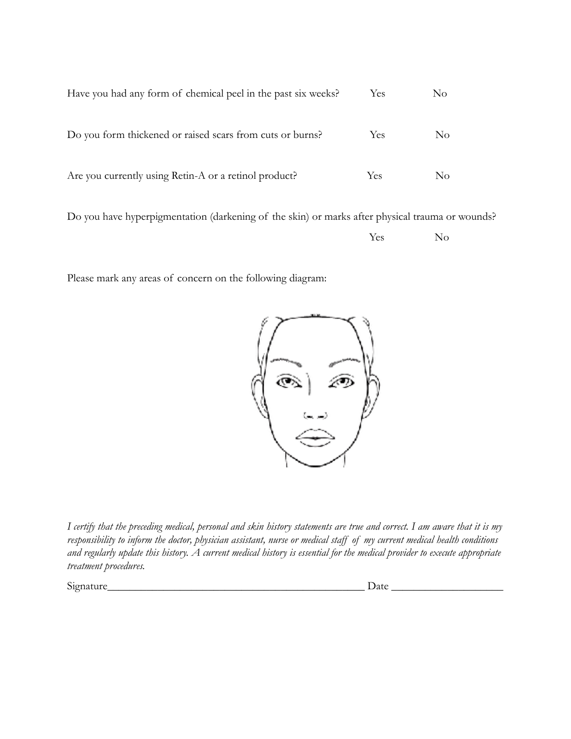Have you had any form of chemical peel in the past six weeks? Yes No

Do you form thickened or raised scars from cuts or burns? Yes No

Are you currently using Retin-A or a retinol product? Yes No

Do you have hyperpigmentation (darkening of the skin) or marks after physical trauma or wounds?

Yes No

Please mark any areas of concern on the following diagram:

*I certify that the preceding medical, personal and skin history statements are true and correct. I am aware that it is my responsibility to inform the doctor, physician assistant, nurse or medical staff of my current medical health conditions and regularly update this history. A current medical history is essential for the medical provider to execute appropriate treatment procedures.*

Signature_______________________________________________ Date ____________________